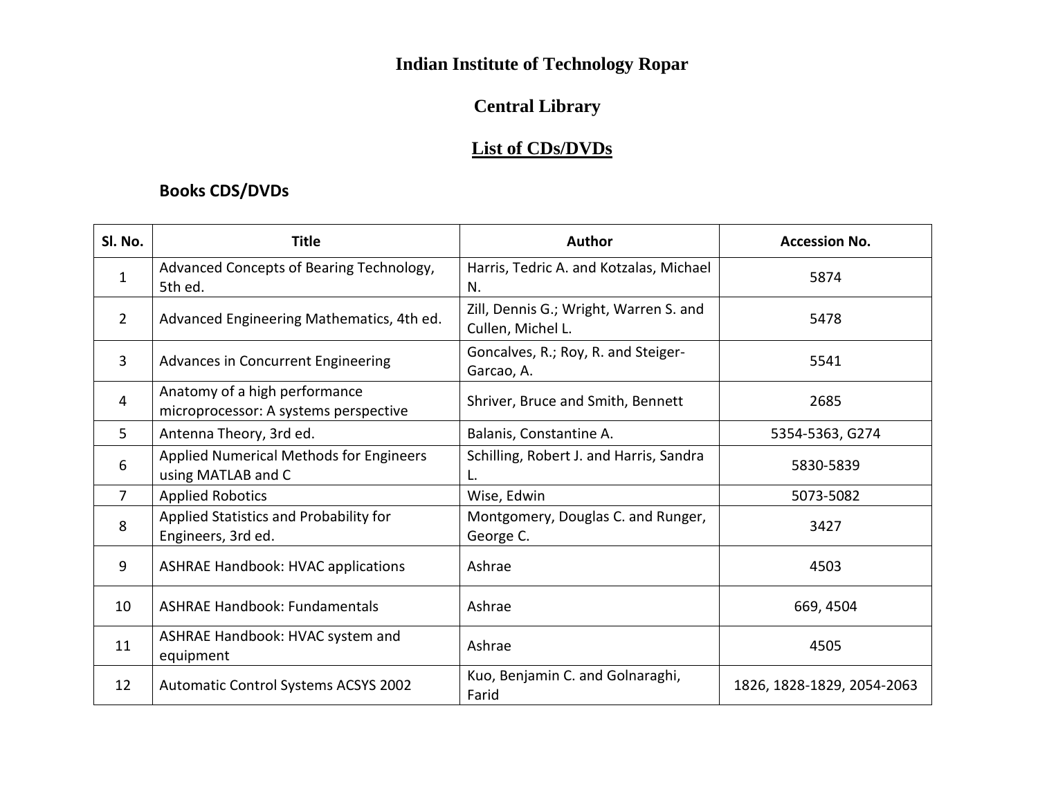# Indian Institute of Technology Ropar

## Central Library

## List of CDs/DVDs

### Books CDS/DVDs

| Sl. No. | Title | Author | Accession No. |
|---|---|---|---|
| 1 | Advanced Concepts of Bearing Technology, 5th ed. | Harris, Tedric A. and Kotzalas, Michael N. | 5874 |
| 2 | Advanced Engineering Mathematics, 4th ed. | Zill, Dennis G.; Wright, Warren S. and Cullen, Michel L. | 5478 |
| 3 | Advances in Concurrent Engineering | Goncalves, R.; Roy, R. and Steiger-Garcao, A. | 5541 |
| 4 | Anatomy of a high performance microprocessor: A systems perspective | Shriver, Bruce and Smith, Bennett | 2685 |
| 5 | Antenna Theory, 3rd ed. | Balanis, Constantine A. | 5354-5363, G274 |
| 6 | Applied Numerical Methods for Engineers using MATLAB and C | Schilling, Robert J. and Harris, Sandra L. | 5830-5839 |
| 7 | Applied Robotics | Wise, Edwin | 5073-5082 |
| 8 | Applied Statistics and Probability for Engineers, 3rd ed. | Montgomery, Douglas C. and Runger, George C. | 3427 |
| 9 | ASHRAE Handbook: HVAC applications | Ashrae | 4503 |
| 10 | ASHRAE Handbook: Fundamentals | Ashrae | 669, 4504 |
| 11 | ASHRAE Handbook: HVAC system and equipment | Ashrae | 4505 |
| 12 | Automatic Control Systems ACSYS 2002 | Kuo, Benjamin C. and Golnaraghi, Farid | 1826, 1828-1829, 2054-2063 |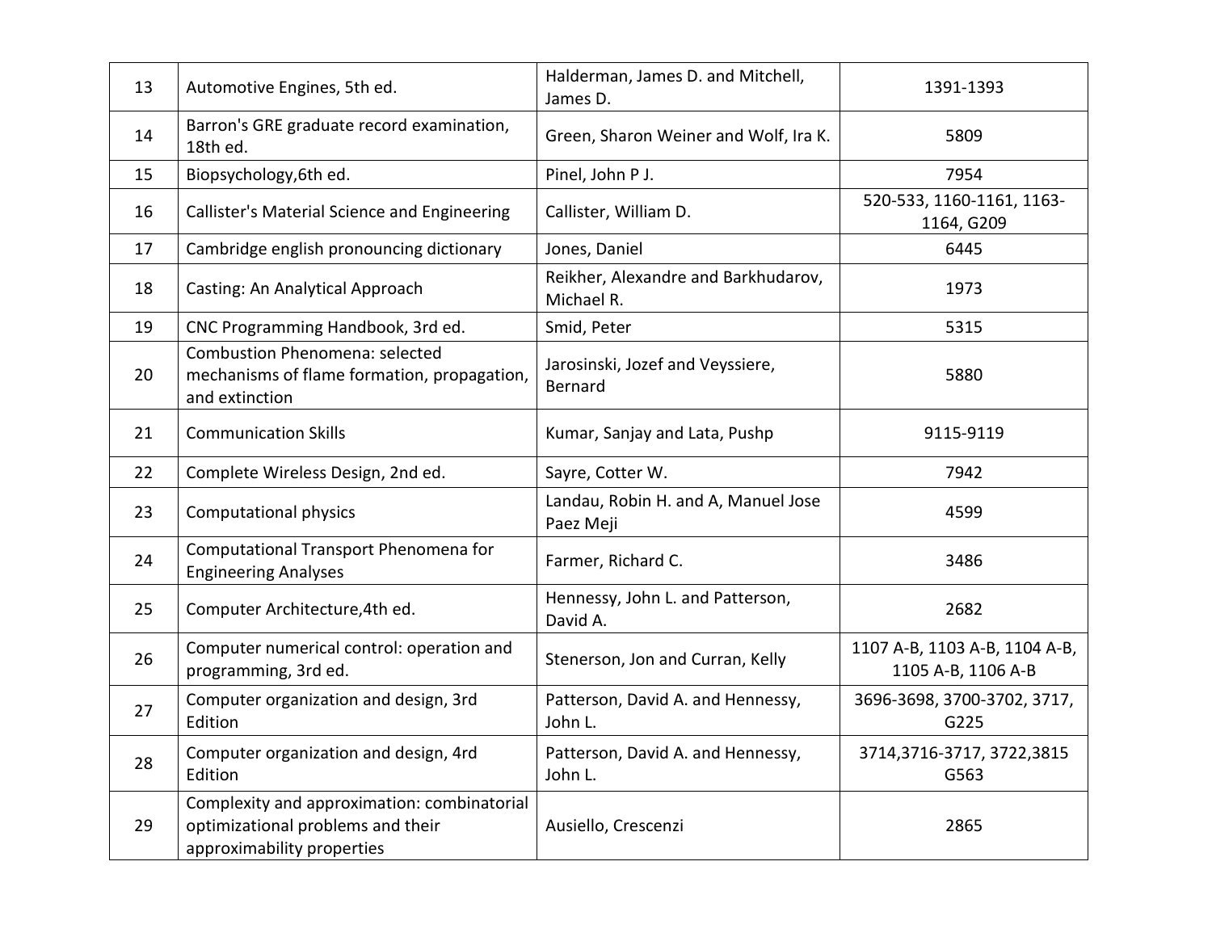| 13 | Automotive Engines, 5th ed. | Halderman, James D. and Mitchell, James D. | 1391-1393 |
|---|---|---|---|
| 14 | Barron's GRE graduate record examination, 18th ed. | Green, Sharon Weiner and Wolf, Ira K. | 5809 |
| 15 | Biopsychology,6th ed. | Pinel, John P J. | 7954 |
| 16 | Callister's Material Science and Engineering | Callister, William D. | 520-533, 1160-1161, 1163-1164, G209 |
| 17 | Cambridge english pronouncing dictionary | Jones, Daniel | 6445 |
| 18 | Casting: An Analytical Approach | Reikher, Alexandre and Barkhudarov, Michael R. | 1973 |
| 19 | CNC Programming Handbook, 3rd ed. | Smid, Peter | 5315 |
| 20 | Combustion Phenomena: selected mechanisms of flame formation, propagation, and extinction | Jarosinski, Jozef and Veyssiere, Bernard | 5880 |
| 21 | Communication Skills | Kumar, Sanjay and Lata, Pushp | 9115-9119 |
| 22 | Complete Wireless Design, 2nd ed. | Sayre, Cotter W. | 7942 |
| 23 | Computational physics | Landau, Robin H. and A, Manuel Jose Paez Meji | 4599 |
| 24 | Computational Transport Phenomena for Engineering Analyses | Farmer, Richard C. | 3486 |
| 25 | Computer Architecture,4th ed. | Hennessy, John L. and Patterson, David A. | 2682 |
| 26 | Computer numerical control: operation and programming, 3rd ed. | Stenerson, Jon and Curran, Kelly | 1107 A-B, 1103 A-B, 1104 A-B, 1105 A-B, 1106 A-B |
| 27 | Computer organization and design, 3rd Edition | Patterson, David A. and Hennessy, John L. | 3696-3698, 3700-3702, 3717, G225 |
| 28 | Computer organization and design, 4rd Edition | Patterson, David A. and Hennessy, John L. | 3714,3716-3717, 3722,3815 G563 |
| 29 | Complexity and approximation: combinatorial optimizational problems and their approximability properties | Ausiello, Crescenzi | 2865 |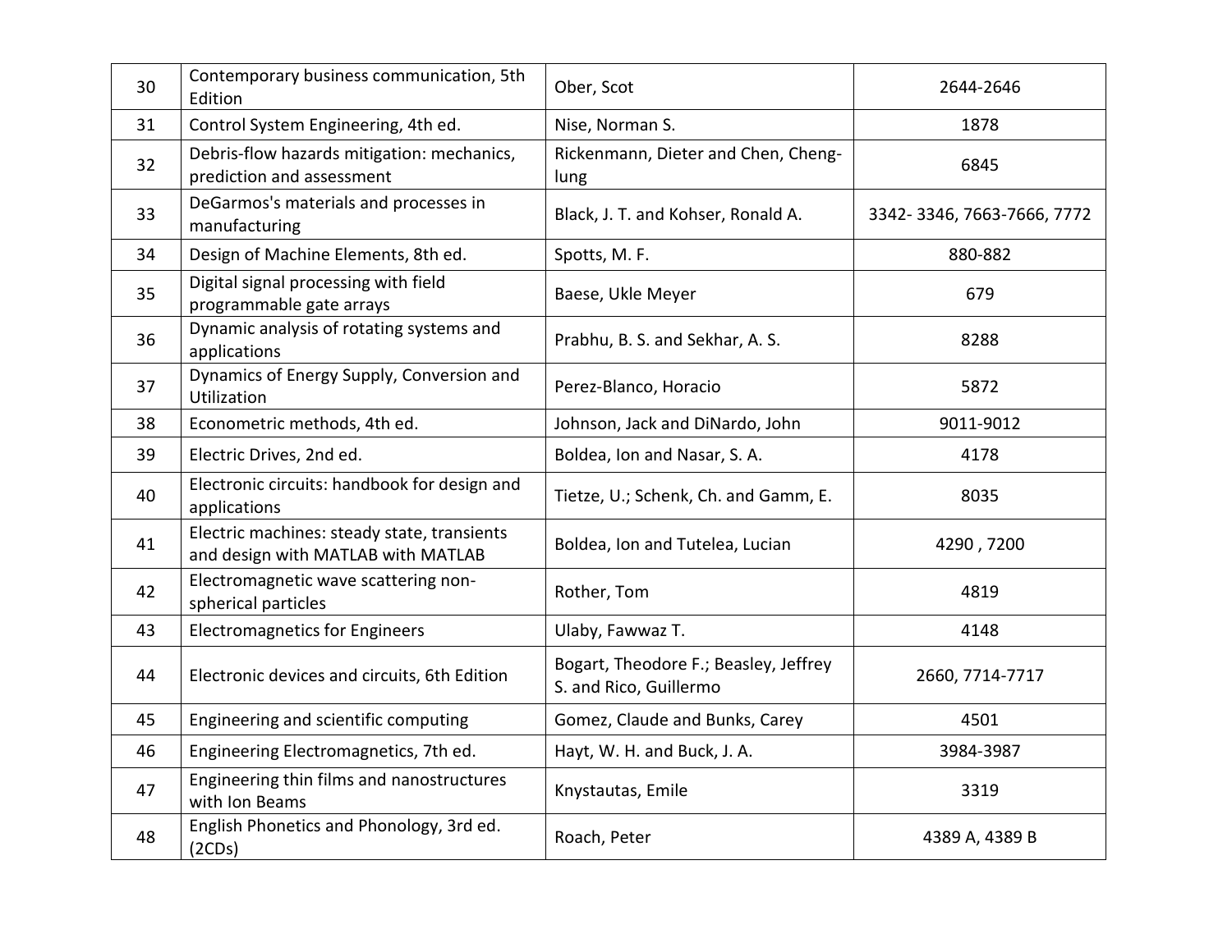| 30 | Contemporary business communication, 5th Edition | Ober, Scot | 2644-2646 |
|---|---|---|---|
| 31 | Control System Engineering, 4th ed. | Nise, Norman S. | 1878 |
| 32 | Debris-flow hazards mitigation: mechanics, prediction and assessment | Rickenmann, Dieter and Chen, Cheng-lung | 6845 |
| 33 | DeGarmos's materials and processes in manufacturing | Black, J. T. and Kohser, Ronald A. | 3342- 3346, 7663-7666, 7772 |
| 34 | Design of Machine Elements, 8th ed. | Spotts, M. F. | 880-882 |
| 35 | Digital signal processing with field programmable gate arrays | Baese, Ukle Meyer | 679 |
| 36 | Dynamic analysis of rotating systems and applications | Prabhu, B. S. and Sekhar, A. S. | 8288 |
| 37 | Dynamics of Energy Supply, Conversion and Utilization | Perez-Blanco, Horacio | 5872 |
| 38 | Econometric methods, 4th ed. | Johnson, Jack and DiNardo, John | 9011-9012 |
| 39 | Electric Drives, 2nd ed. | Boldea, Ion and Nasar, S. A. | 4178 |
| 40 | Electronic circuits: handbook for design and applications | Tietze, U.; Schenk, Ch. and Gamm, E. | 8035 |
| 41 | Electric machines: steady state, transients and design with MATLAB with MATLAB | Boldea, Ion and Tutelea, Lucian | 4290 , 7200 |
| 42 | Electromagnetic wave scattering non-spherical particles | Rother, Tom | 4819 |
| 43 | Electromagnetics for Engineers | Ulaby, Fawwaz T. | 4148 |
| 44 | Electronic devices and circuits, 6th Edition | Bogart, Theodore F.; Beasley, Jeffrey S. and Rico, Guillermo | 2660, 7714-7717 |
| 45 | Engineering and scientific computing | Gomez, Claude and Bunks, Carey | 4501 |
| 46 | Engineering Electromagnetics, 7th ed. | Hayt, W. H. and Buck, J. A. | 3984-3987 |
| 47 | Engineering thin films and nanostructures with Ion Beams | Knystautas, Emile | 3319 |
| 48 | English Phonetics and Phonology, 3rd ed. (2CDs) | Roach, Peter | 4389 A, 4389 B |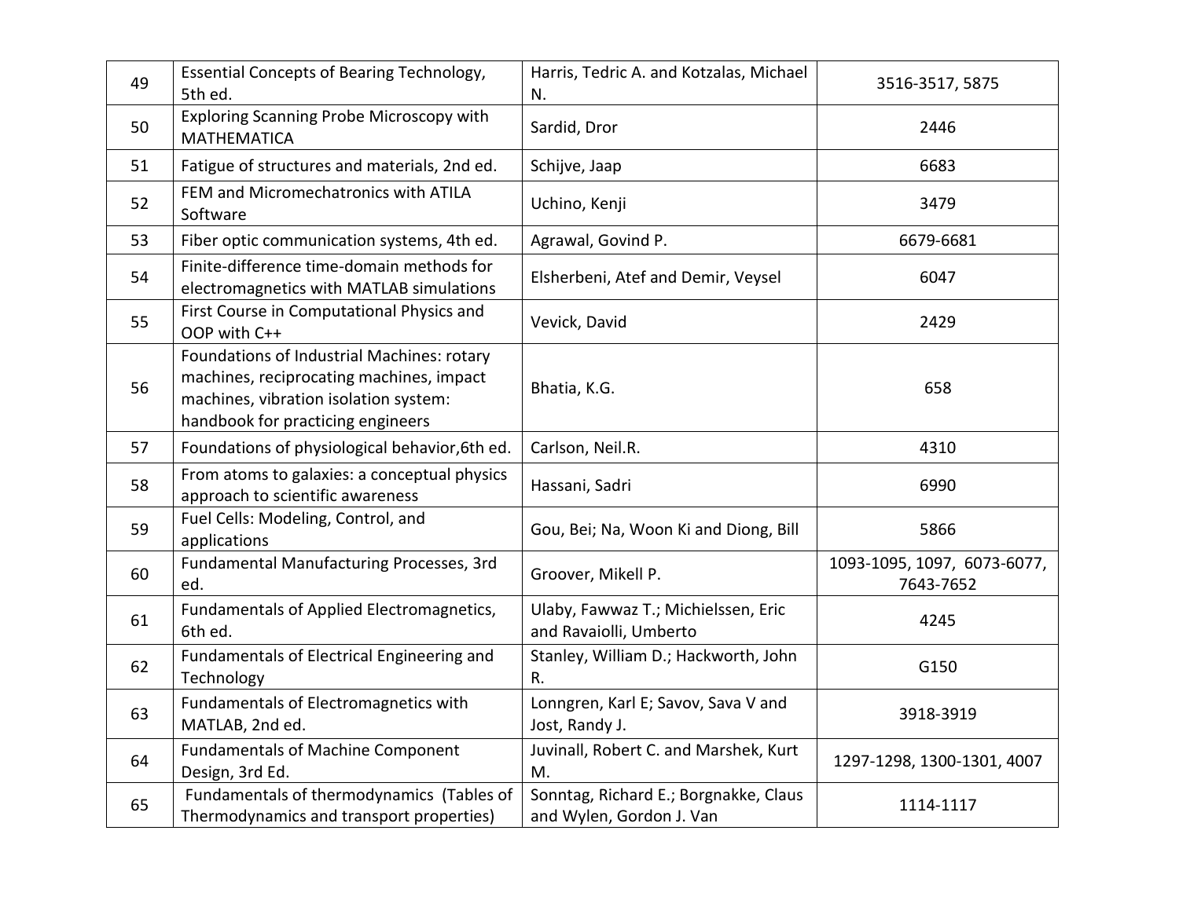| 49 | Essential Concepts of Bearing Technology, 5th ed. | Harris, Tedric A. and Kotzalas, Michael N. | 3516-3517, 5875 |
|---|---|---|---|
| 50 | Exploring Scanning Probe Microscopy with MATHEMATICA | Sardid, Dror | 2446 |
| 51 | Fatigue of structures and materials, 2nd ed. | Schijve, Jaap | 6683 |
| 52 | FEM and Micromechatronics with ATILA Software | Uchino, Kenji | 3479 |
| 53 | Fiber optic communication systems, 4th ed. | Agrawal, Govind P. | 6679-6681 |
| 54 | Finite-difference time-domain methods for electromagnetics with MATLAB simulations | Elsherbeni, Atef and Demir, Veysel | 6047 |
| 55 | First Course in Computational Physics and OOP with C++ | Vevick, David | 2429 |
| 56 | Foundations of Industrial Machines: rotary machines, reciprocating machines, impact machines, vibration isolation system: handbook for practicing engineers | Bhatia, K.G. | 658 |
| 57 | Foundations of physiological behavior,6th ed. | Carlson, Neil.R. | 4310 |
| 58 | From atoms to galaxies: a conceptual physics approach to scientific awareness | Hassani, Sadri | 6990 |
| 59 | Fuel Cells: Modeling, Control, and applications | Gou, Bei; Na, Woon Ki and Diong, Bill | 5866 |
| 60 | Fundamental Manufacturing Processes, 3rd ed. | Groover, Mikell P. | 1093-1095, 1097, 6073-6077, 7643-7652 |
| 61 | Fundamentals of Applied Electromagnetics, 6th ed. | Ulaby, Fawwaz T.; Michielssen, Eric and Ravaiolli, Umberto | 4245 |
| 62 | Fundamentals of Electrical Engineering and Technology | Stanley, William D.; Hackworth, John R. | G150 |
| 63 | Fundamentals of Electromagnetics with MATLAB, 2nd ed. | Lonngren, Karl E; Savov, Sava V and Jost, Randy J. | 3918-3919 |
| 64 | Fundamentals of Machine Component Design, 3rd Ed. | Juvinall, Robert C. and Marshek, Kurt M. | 1297-1298, 1300-1301, 4007 |
| 65 | Fundamentals of thermodynamics (Tables of Thermodynamics and transport properties) | Sonntag, Richard E.; Borgnakke, Claus and Wylen, Gordon J. Van | 1114-1117 |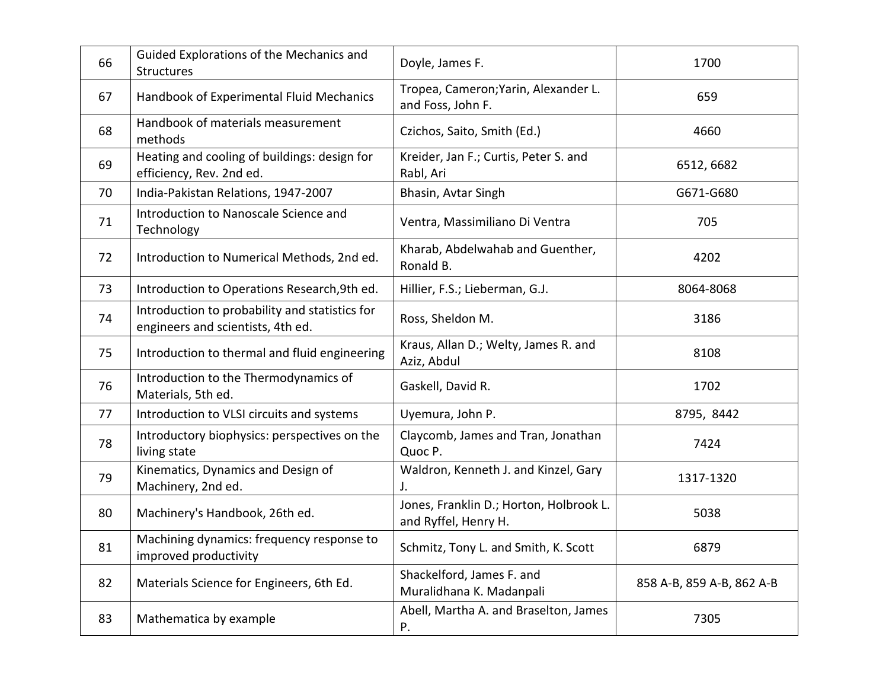| | | | |
|---|---|---|---|
| 66 | Guided Explorations of the Mechanics and Structures | Doyle, James F. | 1700 |
| 67 | Handbook of Experimental Fluid Mechanics | Tropea, Cameron;Yarin, Alexander L. and Foss, John F. | 659 |
| 68 | Handbook of materials measurement methods | Czichos, Saito, Smith (Ed.) | 4660 |
| 69 | Heating and cooling of buildings: design for efficiency, Rev. 2nd ed. | Kreider, Jan F.; Curtis, Peter S. and Rabl, Ari | 6512, 6682 |
| 70 | India-Pakistan Relations, 1947-2007 | Bhasin, Avtar Singh | G671-G680 |
| 71 | Introduction to Nanoscale Science and Technology | Ventra, Massimiliano Di Ventra | 705 |
| 72 | Introduction to Numerical Methods, 2nd ed. | Kharab, Abdelwahab and Guenther, Ronald B. | 4202 |
| 73 | Introduction to Operations Research,9th ed. | Hillier, F.S.; Lieberman, G.J. | 8064-8068 |
| 74 | Introduction to probability and statistics for engineers and scientists, 4th ed. | Ross, Sheldon M. | 3186 |
| 75 | Introduction to thermal and fluid engineering | Kraus, Allan D.; Welty, James R. and Aziz, Abdul | 8108 |
| 76 | Introduction to the Thermodynamics of Materials, 5th ed. | Gaskell, David R. | 1702 |
| 77 | Introduction to VLSI circuits and systems | Uyemura, John P. | 8795, 8442 |
| 78 | Introductory biophysics: perspectives on the living state | Claycomb, James and Tran, Jonathan Quoc P. | 7424 |
| 79 | Kinematics, Dynamics and Design of Machinery, 2nd ed. | Waldron, Kenneth J. and Kinzel, Gary J. | 1317-1320 |
| 80 | Machinery's Handbook, 26th ed. | Jones, Franklin D.; Horton, Holbrook L. and Ryffel, Henry H. | 5038 |
| 81 | Machining dynamics: frequency response to improved productivity | Schmitz, Tony L. and Smith, K. Scott | 6879 |
| 82 | Materials Science for Engineers, 6th Ed. | Shackelford, James F. and Muralidhana K. Madanpali | 858 A-B, 859 A-B, 862 A-B |
| 83 | Mathematica by example | Abell, Martha A. and Braselton, James P. | 7305 |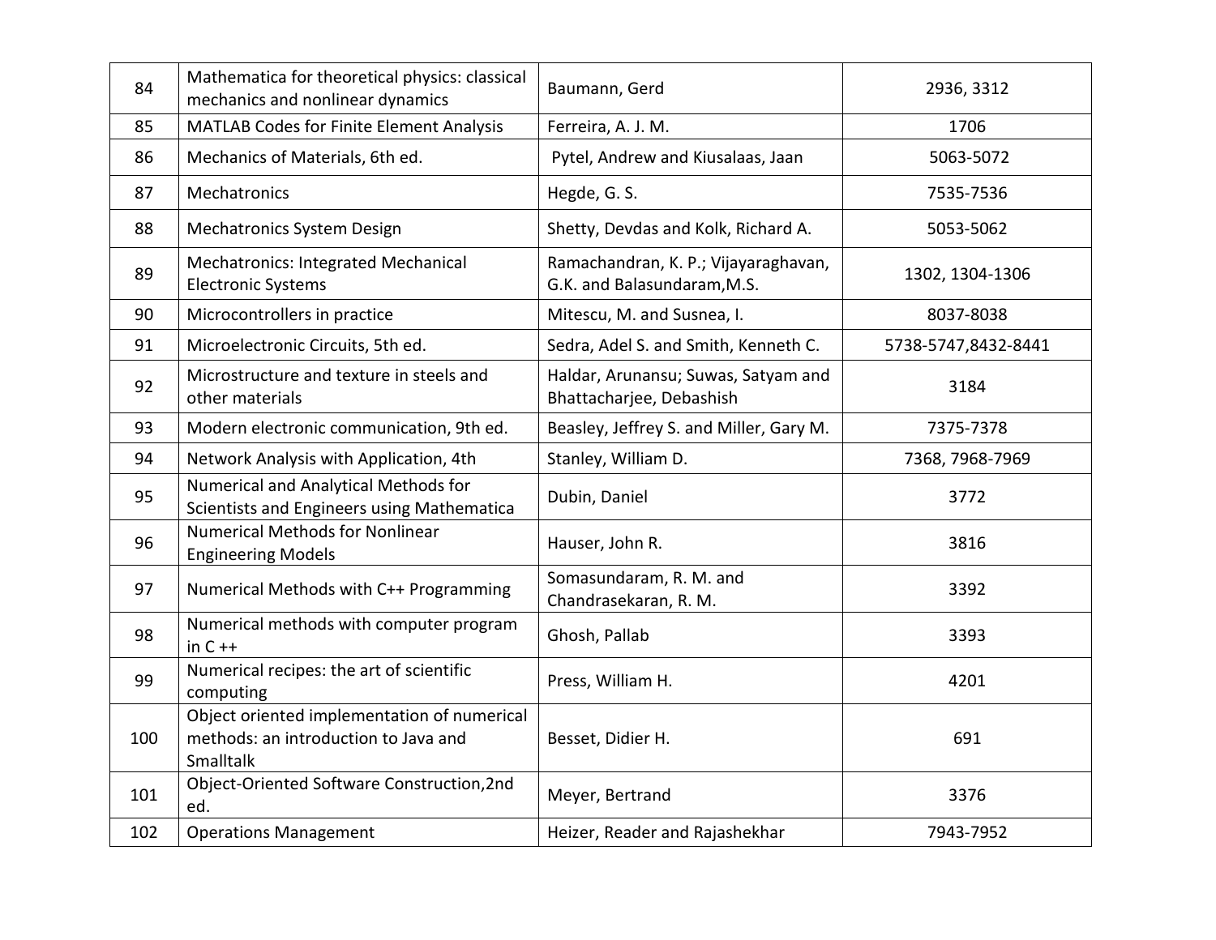| 84 | Mathematica for theoretical physics: classical mechanics and nonlinear dynamics | Baumann, Gerd | 2936, 3312 |
|---|---|---|---|
| 85 | MATLAB Codes for Finite Element Analysis | Ferreira, A. J. M. | 1706 |
| 86 | Mechanics of Materials, 6th ed. | Pytel, Andrew and Kiusalaas, Jaan | 5063-5072 |
| 87 | Mechatronics | Hegde, G. S. | 7535-7536 |
| 88 | Mechatronics System Design | Shetty, Devdas and Kolk, Richard A. | 5053-5062 |
| 89 | Mechatronics: Integrated Mechanical Electronic Systems | Ramachandran, K. P.; Vijayaraghavan, G.K. and Balasundaram,M.S. | 1302, 1304-1306 |
| 90 | Microcontrollers in practice | Mitescu, M. and Susnea, I. | 8037-8038 |
| 91 | Microelectronic Circuits, 5th ed. | Sedra, Adel S. and Smith, Kenneth C. | 5738-5747,8432-8441 |
| 92 | Microstructure and texture in steels and other materials | Haldar, Arunansu; Suwas, Satyam and Bhattacharjee, Debashish | 3184 |
| 93 | Modern electronic communication, 9th ed. | Beasley, Jeffrey S. and Miller, Gary M. | 7375-7378 |
| 94 | Network Analysis with Application, 4th | Stanley, William D. | 7368, 7968-7969 |
| 95 | Numerical and Analytical Methods for Scientists and Engineers using Mathematica | Dubin, Daniel | 3772 |
| 96 | Numerical Methods for Nonlinear Engineering Models | Hauser, John R. | 3816 |
| 97 | Numerical Methods with C++ Programming | Somasundaram, R. M. and Chandrasekaran, R. M. | 3392 |
| 98 | Numerical methods with computer program in C ++ | Ghosh, Pallab | 3393 |
| 99 | Numerical recipes: the art of scientific computing | Press, William H. | 4201 |
| 100 | Object oriented implementation of numerical methods: an introduction to Java and Smalltalk | Besset, Didier H. | 691 |
| 101 | Object-Oriented Software Construction,2nd ed. | Meyer, Bertrand | 3376 |
| 102 | Operations Management | Heizer, Reader and Rajashekhar | 7943-7952 |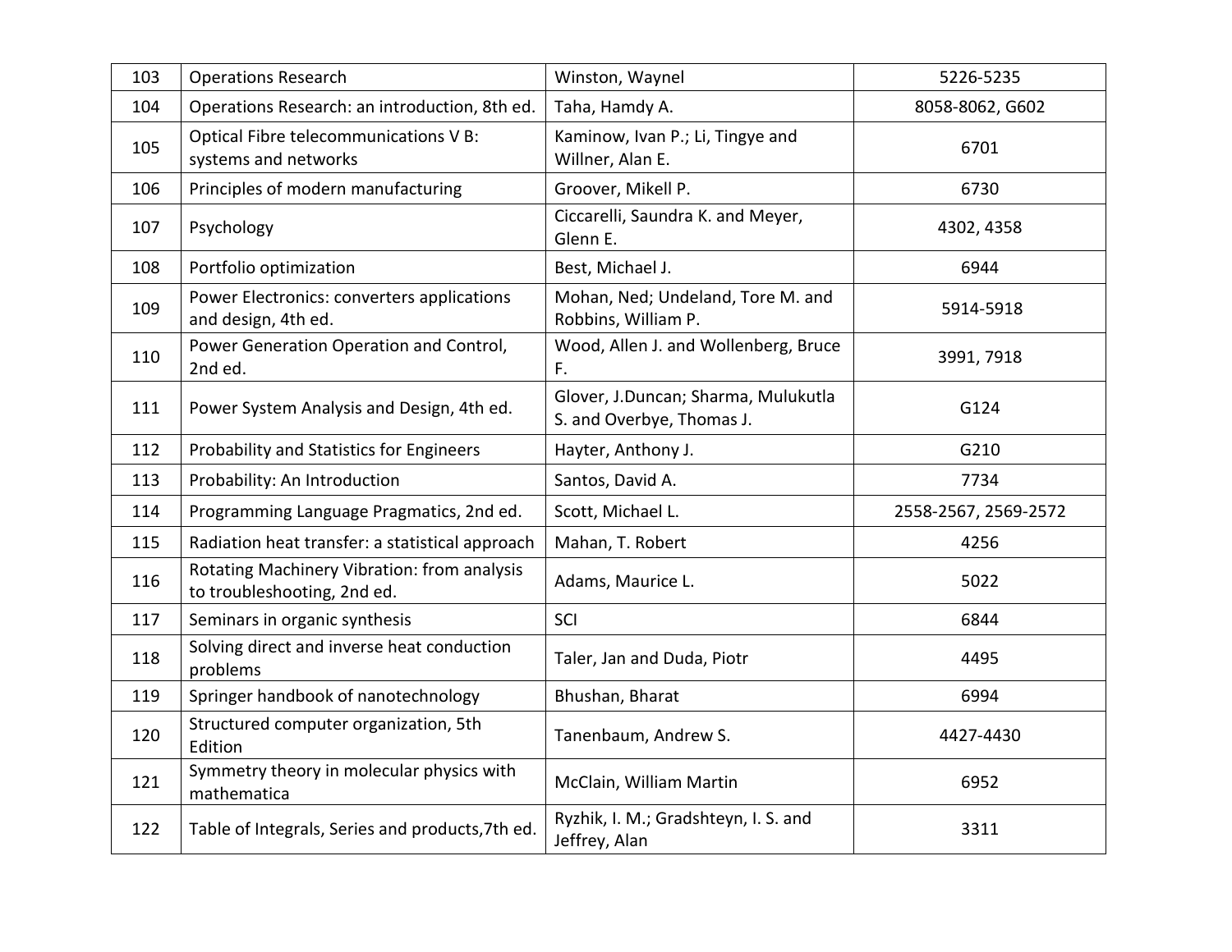| 103 | Operations Research | Winston, Waynel | 5226-5235 |
|---|---|---|---|
| 104 | Operations Research: an introduction, 8th ed. | Taha, Hamdy A. | 8058-8062, G602 |
| 105 | Optical Fibre telecommunications V B: systems and networks | Kaminow, Ivan P.; Li, Tingye and Willner, Alan E. | 6701 |
| 106 | Principles of modern manufacturing | Groover, Mikell P. | 6730 |
| 107 | Psychology | Ciccarelli, Saundra K. and Meyer, Glenn E. | 4302, 4358 |
| 108 | Portfolio optimization | Best, Michael J. | 6944 |
| 109 | Power Electronics: converters applications and design, 4th ed. | Mohan, Ned; Undeland, Tore M. and Robbins, William P. | 5914-5918 |
| 110 | Power Generation Operation and Control, 2nd ed. | Wood, Allen J. and Wollenberg, Bruce F. | 3991, 7918 |
| 111 | Power System Analysis and Design, 4th ed. | Glover, J.Duncan; Sharma, Mulukutla S. and Overbye, Thomas J. | G124 |
| 112 | Probability and Statistics for Engineers | Hayter, Anthony J. | G210 |
| 113 | Probability: An Introduction | Santos, David A. | 7734 |
| 114 | Programming Language Pragmatics, 2nd ed. | Scott, Michael L. | 2558-2567, 2569-2572 |
| 115 | Radiation heat transfer: a statistical approach | Mahan, T. Robert | 4256 |
| 116 | Rotating Machinery Vibration: from analysis to troubleshooting, 2nd ed. | Adams, Maurice L. | 5022 |
| 117 | Seminars in organic synthesis | SCI | 6844 |
| 118 | Solving direct and inverse heat conduction problems | Taler, Jan and Duda, Piotr | 4495 |
| 119 | Springer handbook of nanotechnology | Bhushan, Bharat | 6994 |
| 120 | Structured computer organization, 5th Edition | Tanenbaum, Andrew S. | 4427-4430 |
| 121 | Symmetry theory in molecular physics with mathematica | McClain, William Martin | 6952 |
| 122 | Table of Integrals, Series and products,7th ed. | Ryzhik, I. M.; Gradshteyn, I. S. and Jeffrey, Alan | 3311 |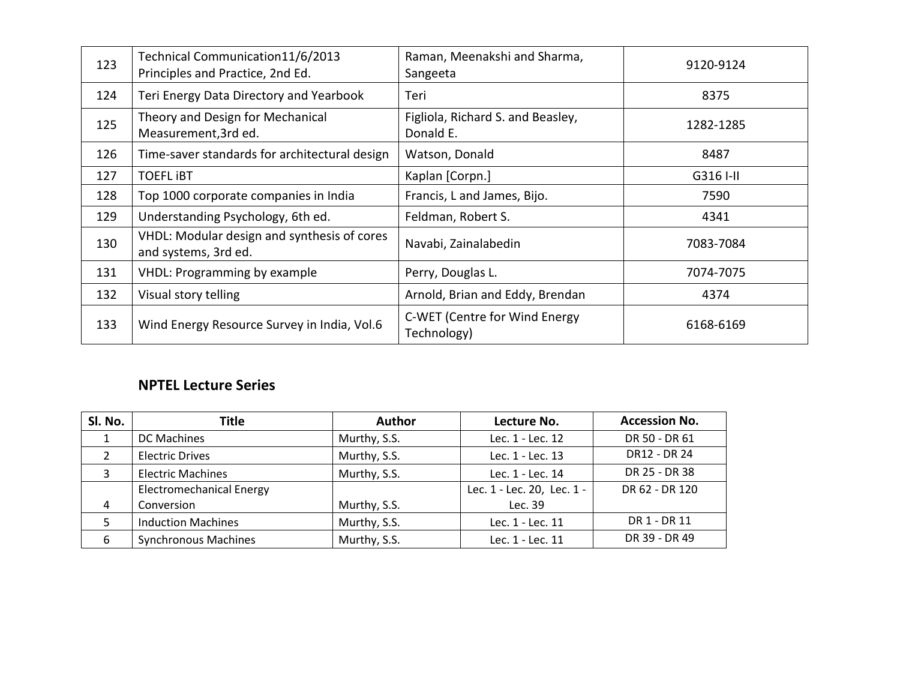| | | | |
|---|---|---|---|
| 123 | Technical Communication11/6/2013 Principles and Practice, 2nd Ed. | Raman, Meenakshi and Sharma, Sangeeta | 9120-9124 |
| 124 | Teri Energy Data Directory and Yearbook | Teri | 8375 |
| 125 | Theory and Design for Mechanical Measurement,3rd ed. | Figliola, Richard S. and Beasley, Donald E. | 1282-1285 |
| 126 | Time-saver standards for architectural design | Watson, Donald | 8487 |
| 127 | TOEFL iBT | Kaplan [Corpn.] | G316 I-II |
| 128 | Top 1000 corporate companies in India | Francis, L and James, Bijo. | 7590 |
| 129 | Understanding Psychology, 6th ed. | Feldman, Robert S. | 4341 |
| 130 | VHDL: Modular design and synthesis of cores and systems, 3rd ed. | Navabi, Zainalabedin | 7083-7084 |
| 131 | VHDL: Programming by example | Perry, Douglas L. | 7074-7075 |
| 132 | Visual story telling | Arnold, Brian and Eddy, Brendan | 4374 |
| 133 | Wind Energy Resource Survey in India, Vol.6 | C-WET (Centre for Wind Energy Technology) | 6168-6169 |

## NPTEL Lecture Series

| Sl. No. | Title | Author | Lecture No. | Accession No. |
|---|---|---|---|---|
| 1 | DC Machines | Murthy, S.S. | Lec. 1 - Lec. 12 | DR 50 - DR 61 |
| 2 | Electric Drives | Murthy, S.S. | Lec. 1 - Lec. 13 | DR12 - DR 24 |
| 3 | Electric Machines | Murthy, S.S. | Lec. 1 - Lec. 14 | DR 25 - DR 38 |
| 4 | Electromechanical Energy Conversion | Murthy, S.S. | Lec. 1 - Lec. 20, Lec. 1 - Lec. 39 | DR 62 - DR 120 |
| 5 | Induction Machines | Murthy, S.S. | Lec. 1 - Lec. 11 | DR 1 - DR 11 |
| 6 | Synchronous Machines | Murthy, S.S. | Lec. 1 - Lec. 11 | DR 39 - DR 49 |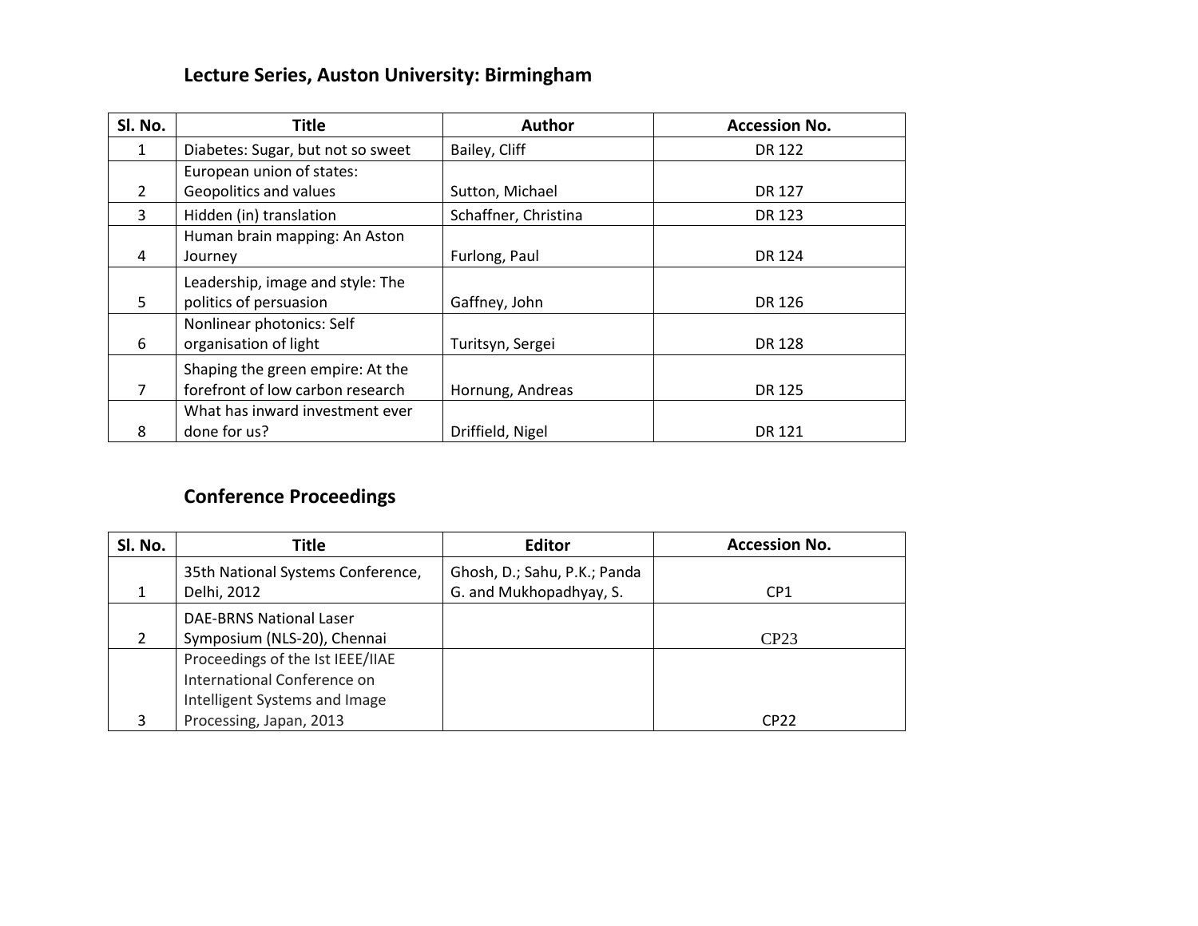## Lecture Series, Auston University: Birmingham

| Sl. No. | Title | Author | Accession No. |
|---|---|---|---|
| 1 | Diabetes: Sugar, but not so sweet | Bailey, Cliff | DR 122 |
| 2 | European union of states: Geopolitics and values | Sutton, Michael | DR 127 |
| 3 | Hidden (in) translation | Schaffner, Christina | DR 123 |
| 4 | Human brain mapping: An Aston Journey | Furlong, Paul | DR 124 |
| 5 | Leadership, image and style: The politics of persuasion | Gaffney, John | DR 126 |
| 6 | Nonlinear photonics: Self organisation of light | Turitsyn, Sergei | DR 128 |
| 7 | Shaping the green empire: At the forefront of low carbon research | Hornung, Andreas | DR 125 |
| 8 | What has inward investment ever done for us? | Driffield, Nigel | DR 121 |

## Conference Proceedings

| Sl. No. | Title | Editor | Accession No. |
|---|---|---|---|
| 1 | 35th National Systems Conference, Delhi, 2012 | Ghosh, D.; Sahu, P.K.; Panda G. and Mukhopadhyay, S. | CP1 |
| 2 | DAE-BRNS National Laser Symposium (NLS-20), Chennai | | CP23 |
| 3 | Proceedings of the Ist IEEE/IIAE International Conference on Intelligent Systems and Image Processing, Japan, 2013 | | CP22 |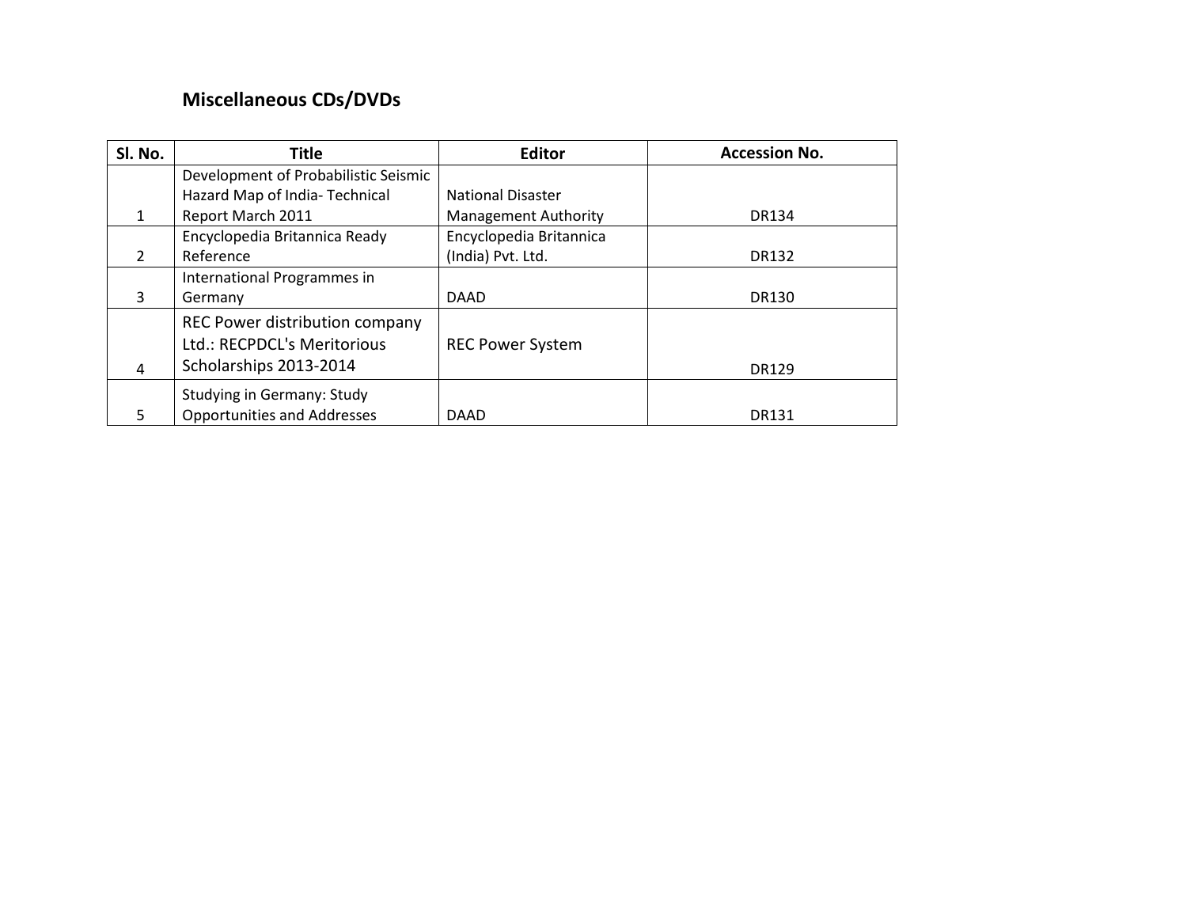## Miscellaneous CDs/DVDs

| Sl. No. | Title | Editor | Accession No. |
|---|---|---|---|
| 1 | Development of Probabilistic Seismic Hazard Map of India- Technical Report March 2011 | National Disaster Management Authority | DR134 |
| 2 | Encyclopedia Britannica Ready Reference | Encyclopedia Britannica (India) Pvt. Ltd. | DR132 |
| 3 | International Programmes in Germany | DAAD | DR130 |
| 4 | REC Power distribution company Ltd.: RECPDCL's Meritorious Scholarships 2013-2014 | REC Power System | DR129 |
| 5 | Studying in Germany: Study Opportunities and Addresses | DAAD | DR131 |